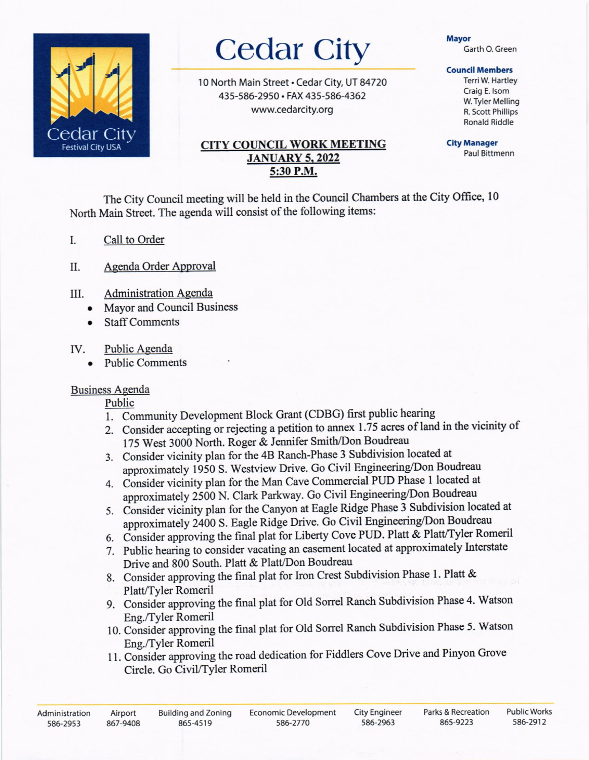# Cedar City

10 North Main Street • Cedar City, UT 84720
435-586-2950 • FAX 435-586-4362
www.cedarcity.org

Cedar City
Festival City USA

**Mayor**
Garth O. Green

**Council Members**
Terri W. Hartley
Craig E. Isom
W. Tyler Melling
R. Scott Phillips
Ronald Riddle

**City Manager**
Paul Bittmenn

## CITY COUNCIL WORK MEETING
## JANUARY 5, 2022
## 5:30 P.M.

The City Council meeting will be held in the Council Chambers at the City Office, 10 North Main Street. The agenda will consist of the following items:

I. Call to Order

II. Agenda Order Approval

III. Administration Agenda
- Mayor and Council Business
- Staff Comments

IV. Public Agenda
- Public Comments

Business Agenda

Public

1. Community Development Block Grant (CDBG) first public hearing
2. Consider accepting or rejecting a petition to annex 1.75 acres of land in the vicinity of 175 West 3000 North. Roger & Jennifer Smith/Don Boudreau
3. Consider vicinity plan for the 4B Ranch-Phase 3 Subdivision located at approximately 1950 S. Westview Drive. Go Civil Engineering/Don Boudreau
4. Consider vicinity plan for the Man Cave Commercial PUD Phase 1 located at approximately 2500 N. Clark Parkway. Go Civil Engineering/Don Boudreau
5. Consider vicinity plan for the Canyon at Eagle Ridge Phase 3 Subdivision located at approximately 2400 S. Eagle Ridge Drive. Go Civil Engineering/Don Boudreau
6. Consider approving the final plat for Liberty Cove PUD. Platt & Platt/Tyler Romeril
7. Public hearing to consider vacating an easement located at approximately Interstate Drive and 800 South. Platt & Platt/Don Boudreau
8. Consider approving the final plat for Iron Crest Subdivision Phase 1. Platt & Platt/Tyler Romeril
9. Consider approving the final plat for Old Sorrel Ranch Subdivision Phase 4. Watson Eng./Tyler Romeril
10. Consider approving the final plat for Old Sorrel Ranch Subdivision Phase 5. Watson Eng./Tyler Romeril
11. Consider approving the road dedication for Fiddlers Cove Drive and Pinyon Grove Circle. Go Civil/Tyler Romeril

| Administration | Airport | Building and Zoning | Economic Development | City Engineer | Parks & Recreation | Public Works |
|---|---|---|---|---|---|---|
| 586-2953 | 867-9408 | 865-4519 | 586-2770 | 586-2963 | 865-9223 | 586-2912 |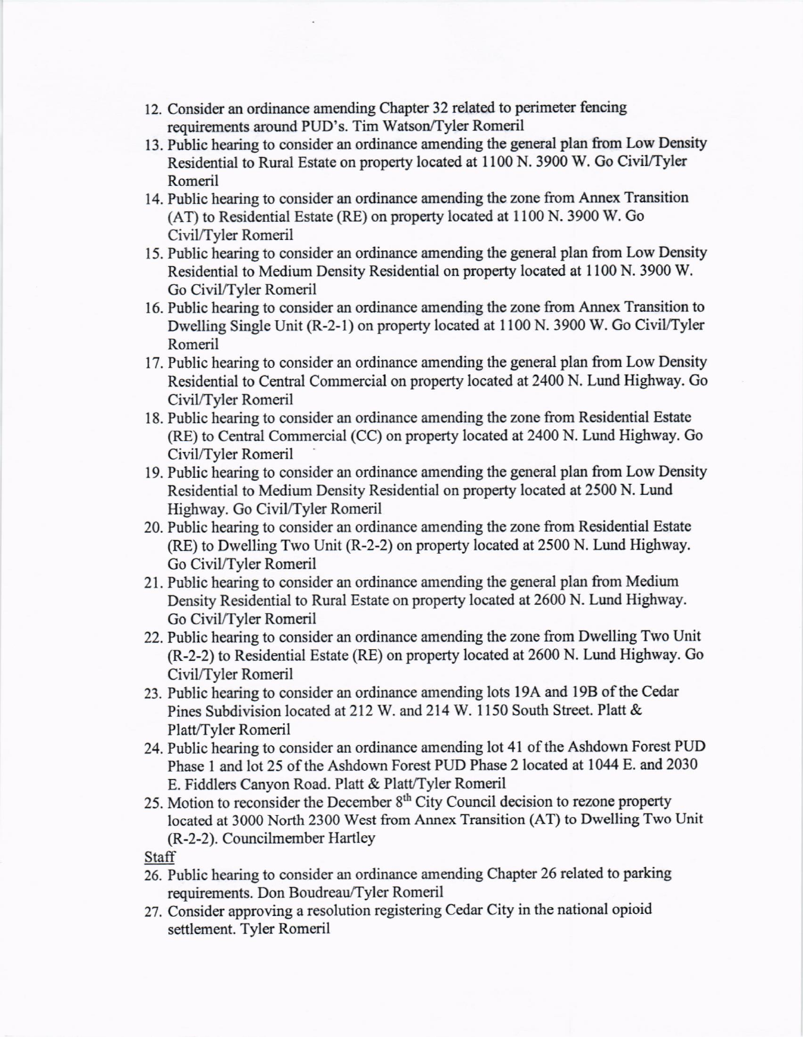12. Consider an ordinance amending Chapter 32 related to perimeter fencing requirements around PUD's. Tim Watson/Tyler Romeril
13. Public hearing to consider an ordinance amending the general plan from Low Density Residential to Rural Estate on property located at 1100 N. 3900 W. Go Civil/Tyler Romeril
14. Public hearing to consider an ordinance amending the zone from Annex Transition (AT) to Residential Estate (RE) on property located at 1100 N. 3900 W. Go Civil/Tyler Romeril
15. Public hearing to consider an ordinance amending the general plan from Low Density Residential to Medium Density Residential on property located at 1100 N. 3900 W. Go Civil/Tyler Romeril
16. Public hearing to consider an ordinance amending the zone from Annex Transition to Dwelling Single Unit (R-2-1) on property located at 1100 N. 3900 W. Go Civil/Tyler Romeril
17. Public hearing to consider an ordinance amending the general plan from Low Density Residential to Central Commercial on property located at 2400 N. Lund Highway. Go Civil/Tyler Romeril
18. Public hearing to consider an ordinance amending the zone from Residential Estate (RE) to Central Commercial (CC) on property located at 2400 N. Lund Highway. Go Civil/Tyler Romeril
19. Public hearing to consider an ordinance amending the general plan from Low Density Residential to Medium Density Residential on property located at 2500 N. Lund Highway. Go Civil/Tyler Romeril
20. Public hearing to consider an ordinance amending the zone from Residential Estate (RE) to Dwelling Two Unit (R-2-2) on property located at 2500 N. Lund Highway. Go Civil/Tyler Romeril
21. Public hearing to consider an ordinance amending the general plan from Medium Density Residential to Rural Estate on property located at 2600 N. Lund Highway. Go Civil/Tyler Romeril
22. Public hearing to consider an ordinance amending the zone from Dwelling Two Unit (R-2-2) to Residential Estate (RE) on property located at 2600 N. Lund Highway. Go Civil/Tyler Romeril
23. Public hearing to consider an ordinance amending lots 19A and 19B of the Cedar Pines Subdivision located at 212 W. and 214 W. 1150 South Street. Platt & Platt/Tyler Romeril
24. Public hearing to consider an ordinance amending lot 41 of the Ashdown Forest PUD Phase 1 and lot 25 of the Ashdown Forest PUD Phase 2 located at 1044 E. and 2030 E. Fiddlers Canyon Road. Platt & Platt/Tyler Romeril
25. Motion to reconsider the December 8th City Council decision to rezone property located at 3000 North 2300 West from Annex Transition (AT) to Dwelling Two Unit (R-2-2). Councilmember Hartley

<u>Staff</u>

26. Public hearing to consider an ordinance amending Chapter 26 related to parking requirements. Don Boudreau/Tyler Romeril
27. Consider approving a resolution registering Cedar City in the national opioid settlement. Tyler Romeril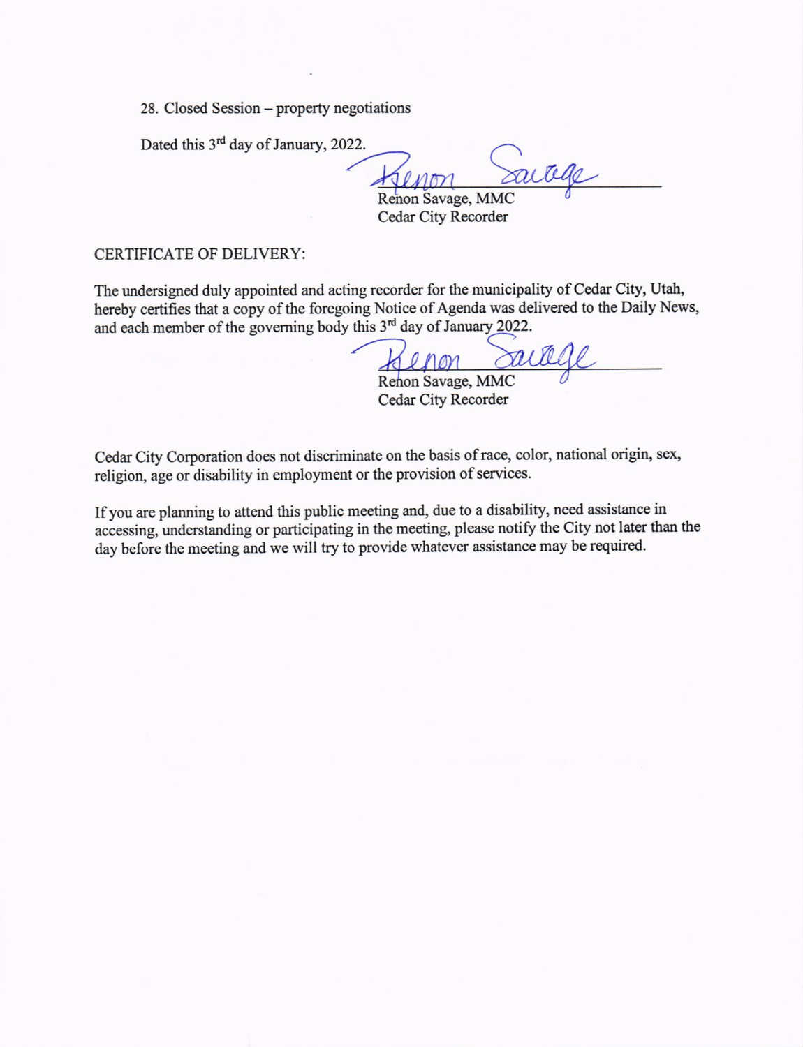28. Closed Session – property negotiations

Dated this 3rd day of January, 2022.

Renon Savage, MMC
Cedar City Recorder

CERTIFICATE OF DELIVERY:

The undersigned duly appointed and acting recorder for the municipality of Cedar City, Utah, hereby certifies that a copy of the foregoing Notice of Agenda was delivered to the Daily News, and each member of the governing body this 3rd day of January 2022.

Renon Savage, MMC
Cedar City Recorder

Cedar City Corporation does not discriminate on the basis of race, color, national origin, sex, religion, age or disability in employment or the provision of services.

If you are planning to attend this public meeting and, due to a disability, need assistance in accessing, understanding or participating in the meeting, please notify the City not later than the day before the meeting and we will try to provide whatever assistance may be required.